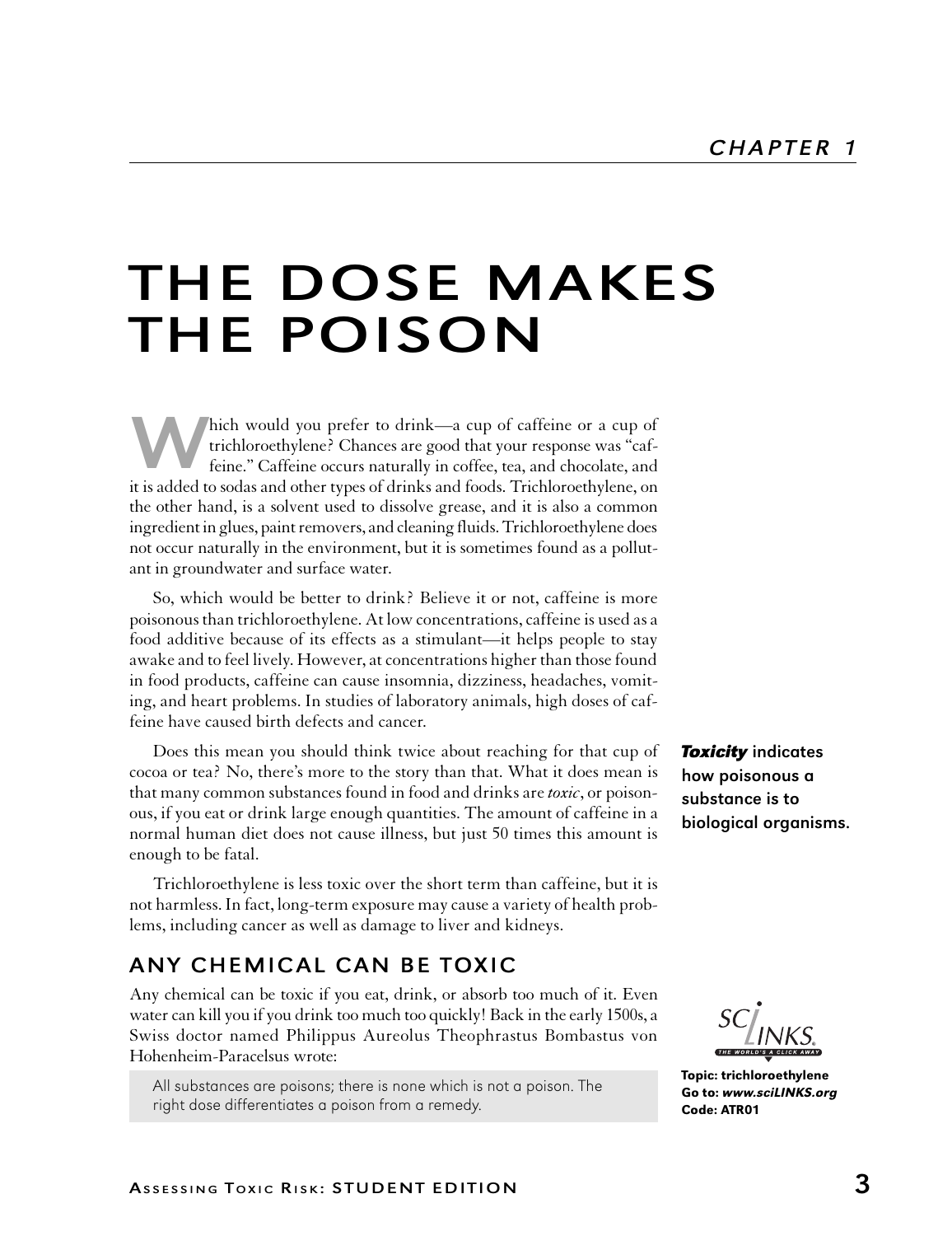CHAPTER 1

# THE DOSE MAKES THE POISON

Which would you prefer to drink—a cup of caffeine or a cup of trichloroethylene? Chances are good that your response was "caffeine." Caffeine occurs naturally in coffee, tea, and chocolate, and it is added to sodas and other types of drinks and foods. Trichloroethylene, on the other hand, is a solvent used to dissolve grease, and it is also a common ingredient in glues, paint removers, and cleaning fluids. Trichloroethylene does not occur naturally in the environment, but it is sometimes found as a pollutant in groundwater and surface water.

So, which would be better to drink? Believe it or not, caffeine is more poisonous than trichloroethylene. At low concentrations, caffeine is used as a food additive because of its effects as a stimulant—it helps people to stay awake and to feel lively. However, at concentrations higher than those found in food products, caffeine can cause insomnia, dizziness, headaches, vomiting, and heart problems. In studies of laboratory animals, high doses of caffeine have caused birth defects and cancer.

Does this mean you should think twice about reaching for that cup of cocoa or tea? No, there's more to the story than that. What it does mean is that many common substances found in food and drinks are *toxic*, or poisonous, if you eat or drink large enough quantities. The amount of caffeine in a normal human diet does not cause illness, but just 50 times this amount is enough to be fatal.

***Toxicity*** **indicates how poisonous a substance is to biological organisms.**

Trichloroethylene is less toxic over the short term than caffeine, but it is not harmless. In fact, long-term exposure may cause a variety of health problems, including cancer as well as damage to liver and kidneys.

## ANY CHEMICAL CAN BE TOXIC

Any chemical can be toxic if you eat, drink, or absorb too much of it. Even water can kill you if you drink too much too quickly! Back in the early 1500s, a Swiss doctor named Philippus Aureolus Theophrastus Bombastus von Hohenheim-Paracelsus wrote:

> All substances are poisons; there is none which is not a poison. The right dose differentiates a poison from a remedy.

SCLINKS. THE WORLD'S A CLICK AWAY

**Topic: trichloroethylene**
**Go to: *www.sciLINKS.org***
**Code: ATR01**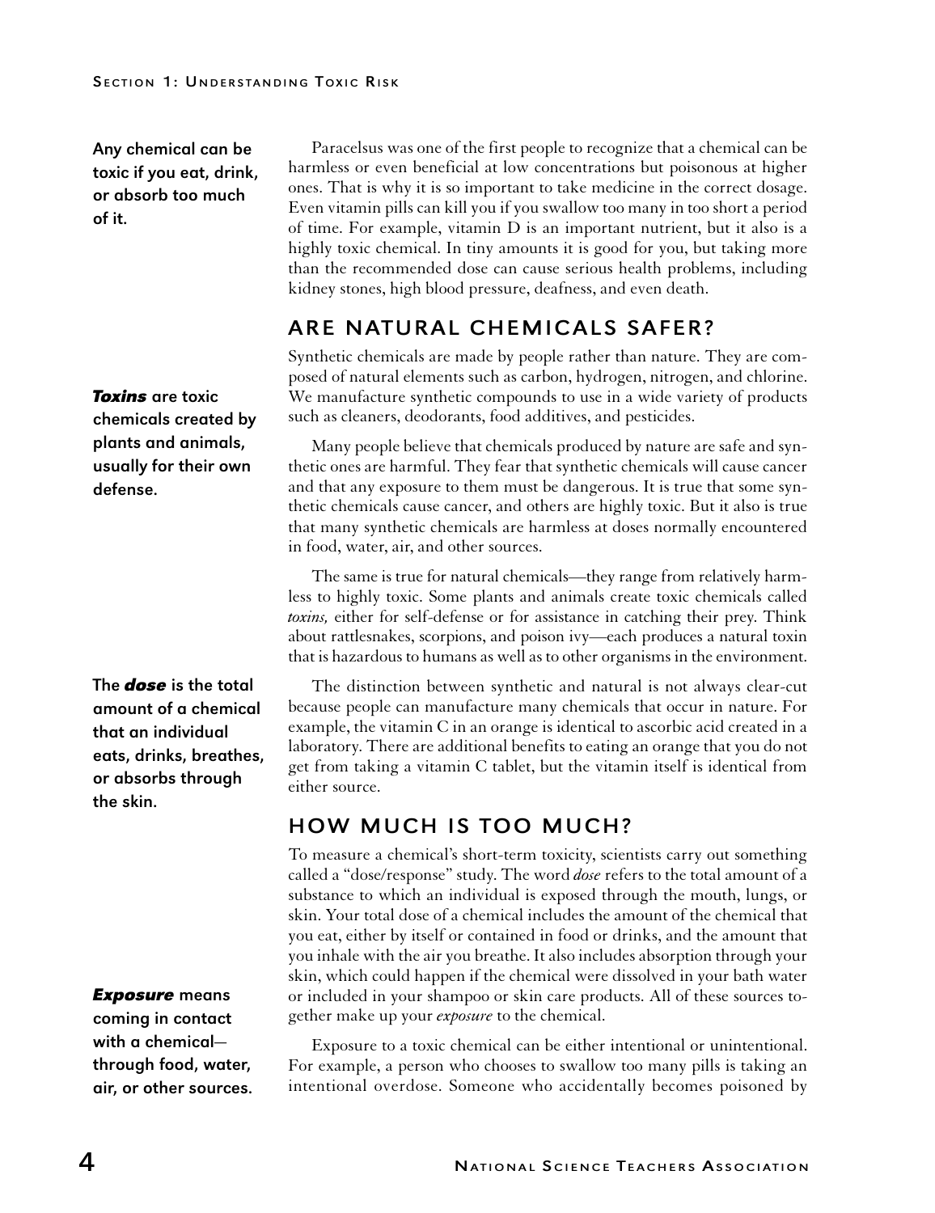Any chemical can be toxic if you eat, drink, or absorb too much of it.

Paracelsus was one of the first people to recognize that a chemical can be harmless or even beneficial at low concentrations but poisonous at higher ones. That is why it is so important to take medicine in the correct dosage. Even vitamin pills can kill you if you swallow too many in too short a period of time. For example, vitamin D is an important nutrient, but it also is a highly toxic chemical. In tiny amounts it is good for you, but taking more than the recommended dose can cause serious health problems, including kidney stones, high blood pressure, deafness, and even death.

## ARE NATURAL CHEMICALS SAFER?

***Toxins*** are toxic chemicals created by plants and animals, usually for their own defense.

Synthetic chemicals are made by people rather than nature. They are composed of natural elements such as carbon, hydrogen, nitrogen, and chlorine. We manufacture synthetic compounds to use in a wide variety of products such as cleaners, deodorants, food additives, and pesticides.

Many people believe that chemicals produced by nature are safe and synthetic ones are harmful. They fear that synthetic chemicals will cause cancer and that any exposure to them must be dangerous. It is true that some synthetic chemicals cause cancer, and others are highly toxic. But it also is true that many synthetic chemicals are harmless at doses normally encountered in food, water, air, and other sources.

The same is true for natural chemicals—they range from relatively harmless to highly toxic. Some plants and animals create toxic chemicals called *toxins,* either for self-defense or for assistance in catching their prey. Think about rattlesnakes, scorpions, and poison ivy—each produces a natural toxin that is hazardous to humans as well as to other organisms in the environment.

The ***dose*** is the total amount of a chemical that an individual eats, drinks, breathes, or absorbs through the skin.

The distinction between synthetic and natural is not always clear-cut because people can manufacture many chemicals that occur in nature. For example, the vitamin C in an orange is identical to ascorbic acid created in a laboratory. There are additional benefits to eating an orange that you do not get from taking a vitamin C tablet, but the vitamin itself is identical from either source.

## HOW MUCH IS TOO MUCH?

To measure a chemical's short-term toxicity, scientists carry out something called a "dose/response" study. The word *dose* refers to the total amount of a substance to which an individual is exposed through the mouth, lungs, or skin. Your total dose of a chemical includes the amount of the chemical that you eat, either by itself or contained in food or drinks, and the amount that you inhale with the air you breathe. It also includes absorption through your skin, which could happen if the chemical were dissolved in your bath water or included in your shampoo or skin care products. All of these sources together make up your *exposure* to the chemical.

***Exposure*** means coming in contact with a chemical—through food, water, air, or other sources.

Exposure to a toxic chemical can be either intentional or unintentional. For example, a person who chooses to swallow too many pills is taking an intentional overdose. Someone who accidentally becomes poisoned by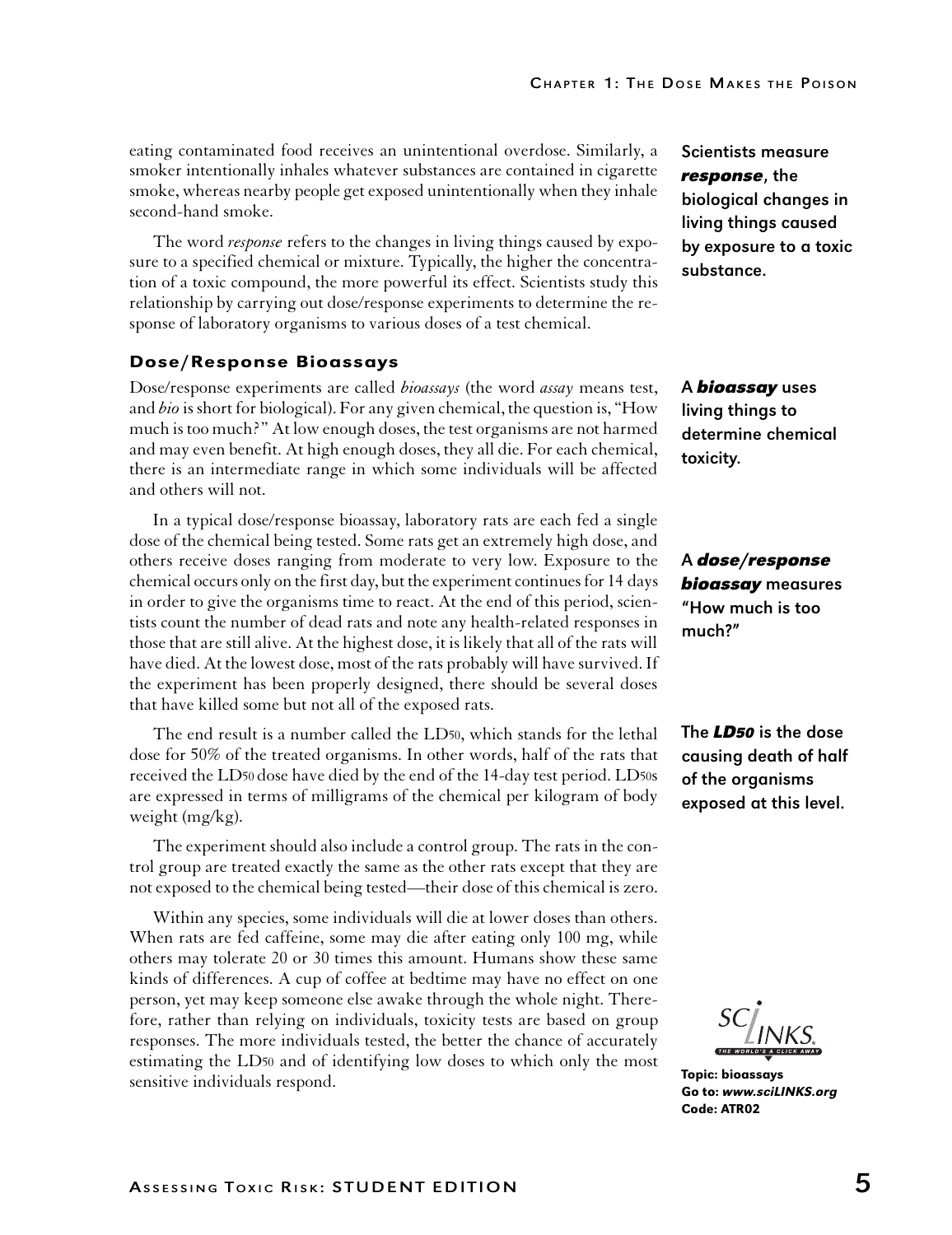eating contaminated food receives an unintentional overdose. Similarly, a smoker intentionally inhales whatever substances are contained in cigarette smoke, whereas nearby people get exposed unintentionally when they inhale second-hand smoke.

**Scientists measure *response*, the biological changes in living things caused by exposure to a toxic substance.**

The word *response* refers to the changes in living things caused by exposure to a specified chemical or mixture. Typically, the higher the concentration of a toxic compound, the more powerful its effect. Scientists study this relationship by carrying out dose/response experiments to determine the response of laboratory organisms to various doses of a test chemical.

### Dose/Response Bioassays

**A *bioassay* uses living things to determine chemical toxicity.**

Dose/response experiments are called *bioassays* (the word *assay* means test, and *bio* is short for biological). For any given chemical, the question is, "How much is too much?" At low enough doses, the test organisms are not harmed and may even benefit. At high enough doses, they all die. For each chemical, there is an intermediate range in which some individuals will be affected and others will not.

**A *dose/response bioassay* measures "How much is too much?"**

In a typical dose/response bioassay, laboratory rats are each fed a single dose of the chemical being tested. Some rats get an extremely high dose, and others receive doses ranging from moderate to very low. Exposure to the chemical occurs only on the first day, but the experiment continues for 14 days in order to give the organisms time to react. At the end of this period, scientists count the number of dead rats and note any health-related responses in those that are still alive. At the highest dose, it is likely that all of the rats will have died. At the lowest dose, most of the rats probably will have survived. If the experiment has been properly designed, there should be several doses that have killed some but not all of the exposed rats.

**The *$LD_{50}$* is the dose causing death of half of the organisms exposed at this level.**

The end result is a number called the $LD_{50}$, which stands for the lethal dose for 50% of the treated organisms. In other words, half of the rats that received the $LD_{50}$ dose have died by the end of the 14-day test period. $LD_{50}$s are expressed in terms of milligrams of the chemical per kilogram of body weight (mg/kg).

The experiment should also include a control group. The rats in the control group are treated exactly the same as the other rats except that they are not exposed to the chemical being tested—their dose of this chemical is zero.

Within any species, some individuals will die at lower doses than others. When rats are fed caffeine, some may die after eating only 100 mg, while others may tolerate 20 or 30 times this amount. Humans show these same kinds of differences. A cup of coffee at bedtime may have no effect on one person, yet may keep someone else awake through the whole night. Therefore, rather than relying on individuals, toxicity tests are based on group responses. The more individuals tested, the better the chance of accurately estimating the $LD_{50}$ and of identifying low doses to which only the most sensitive individuals respond.

SCILINKS. THE WORLD'S A CLICK AWAY

**Topic: bioassays**
**Go to: *www.sciLINKS.org***
**Code: ATR02**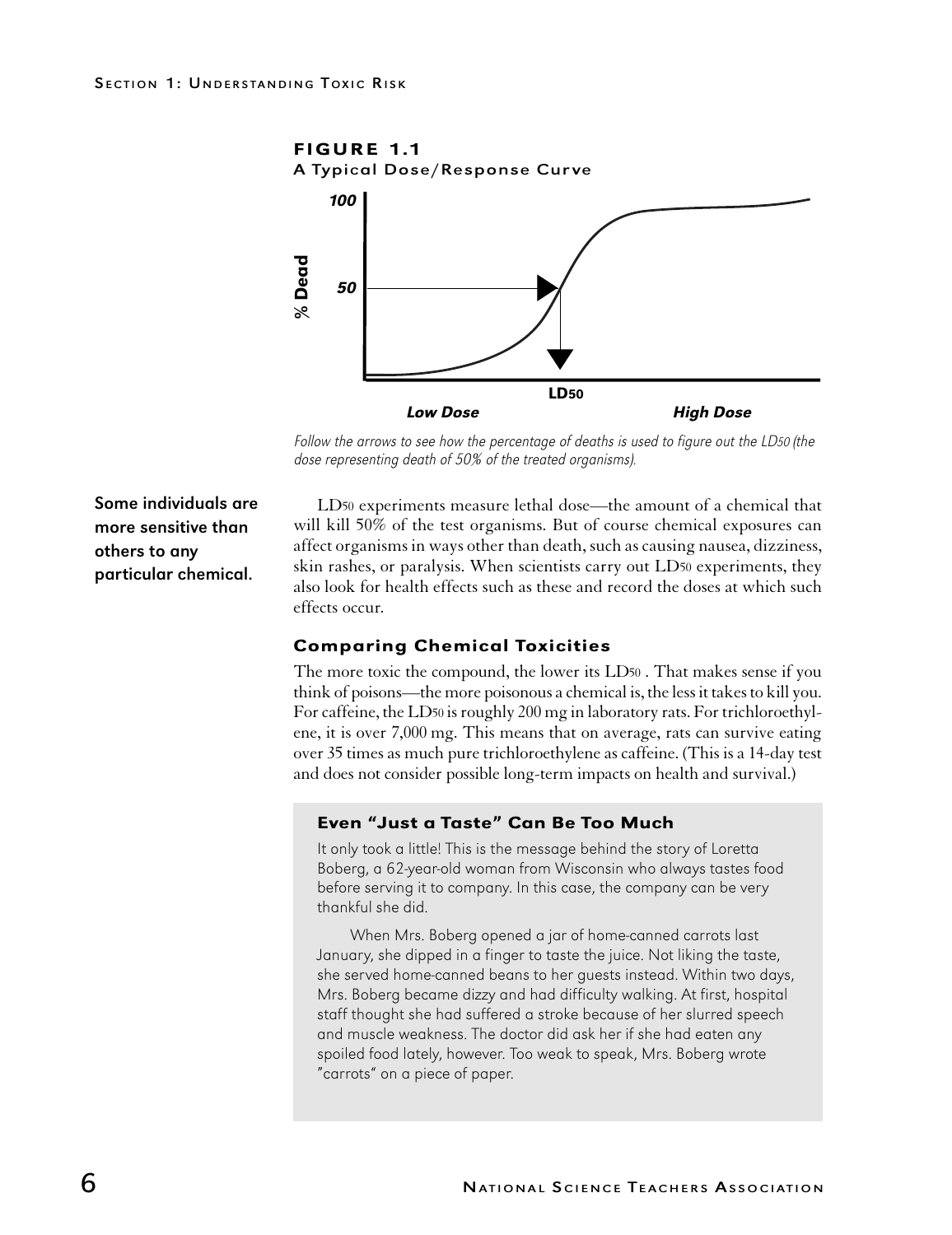**FIGURE 1.1**
**A Typical Dose/Response Curve**

*Follow the arrows to see how the percentage of deaths is used to figure out the $LD_{50}$ (the dose representing death of 50% of the treated organisms).*

**Some individuals are more sensitive than others to any particular chemical.**

$LD_{50}$ experiments measure lethal dose—the amount of a chemical that will kill 50% of the test organisms. But of course chemical exposures can affect organisms in ways other than death, such as causing nausea, dizziness, skin rashes, or paralysis. When scientists carry out $LD_{50}$ experiments, they also look for health effects such as these and record the doses at which such effects occur.

### Comparing Chemical Toxicities

The more toxic the compound, the lower its $LD_{50}$. That makes sense if you think of poisons—the more poisonous a chemical is, the less it takes to kill you. For caffeine, the $LD_{50}$ is roughly 200 mg in laboratory rats. For trichloroethylene, it is over 7,000 mg. This means that on average, rats can survive eating over 35 times as much pure trichloroethylene as caffeine. (This is a 14-day test and does not consider possible long-term impacts on health and survival.)

### Even "Just a Taste" Can Be Too Much

It only took a little! This is the message behind the story of Loretta Boberg, a 62-year-old woman from Wisconsin who always tastes food before serving it to company. In this case, the company can be very thankful she did.

When Mrs. Boberg opened a jar of home-canned carrots last January, she dipped in a finger to taste the juice. Not liking the taste, she served home-canned beans to her guests instead. Within two days, Mrs. Boberg became dizzy and had difficulty walking. At first, hospital staff thought she had suffered a stroke because of her slurred speech and muscle weakness. The doctor did ask her if she had eaten any spoiled food lately, however. Too weak to speak, Mrs. Boberg wrote "carrots" on a piece of paper.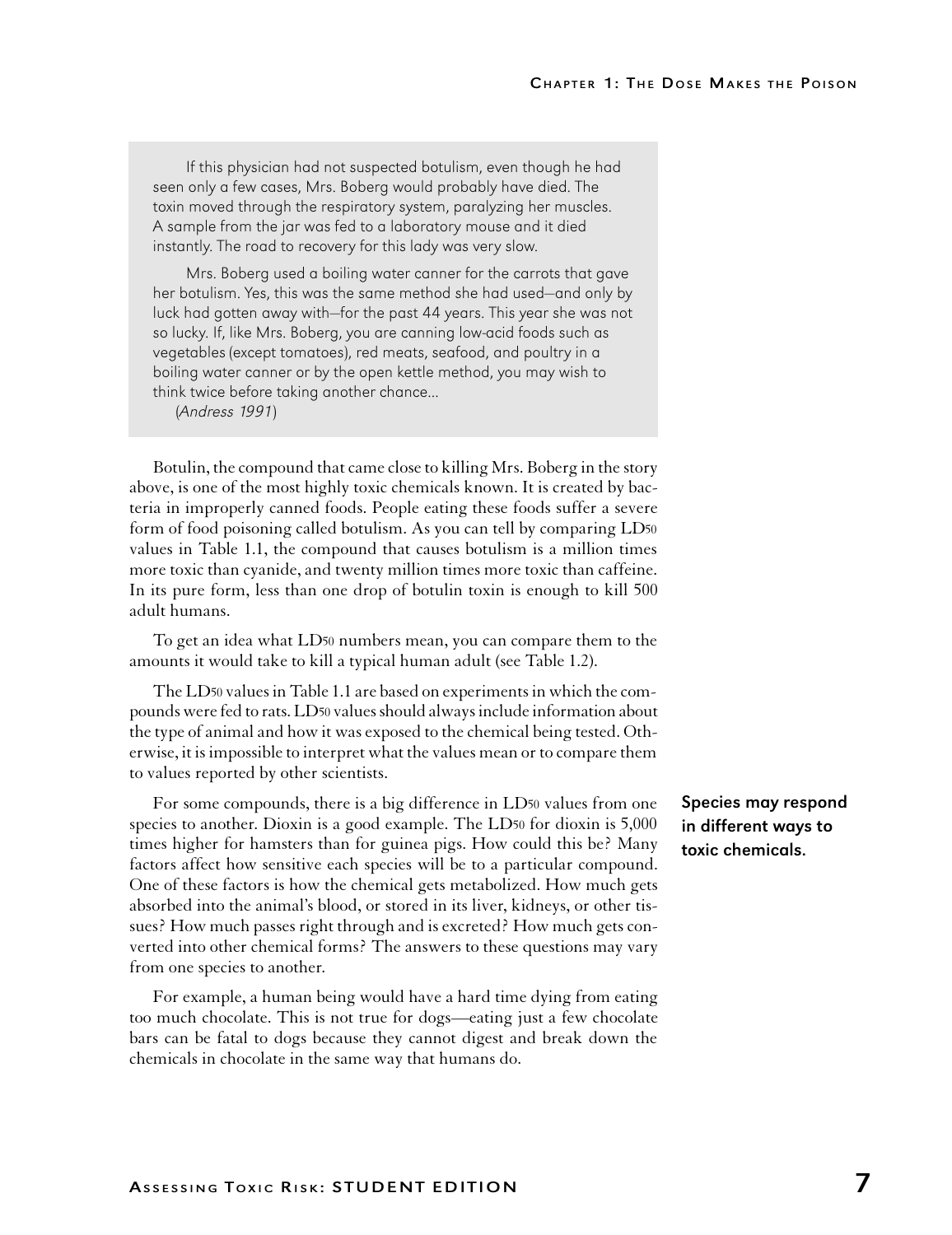> If this physician had not suspected botulism, even though he had seen only a few cases, Mrs. Boberg would probably have died. The toxin moved through the respiratory system, paralyzing her muscles. A sample from the jar was fed to a laboratory mouse and it died instantly. The road to recovery for this lady was very slow.
>
> Mrs. Boberg used a boiling water canner for the carrots that gave her botulism. Yes, this was the same method she had used—and only by luck had gotten away with—for the past 44 years. This year she was not so lucky. If, like Mrs. Boberg, you are canning low-acid foods such as vegetables (except tomatoes), red meats, seafood, and poultry in a boiling water canner or by the open kettle method, you may wish to think twice before taking another chance...
>
> (*Andress 1991*)

Botulin, the compound that came close to killing Mrs. Boberg in the story above, is one of the most highly toxic chemicals known. It is created by bacteria in improperly canned foods. People eating these foods suffer a severe form of food poisoning called botulism. As you can tell by comparing $LD_{50}$ values in Table 1.1, the compound that causes botulism is a million times more toxic than cyanide, and twenty million times more toxic than caffeine. In its pure form, less than one drop of botulin toxin is enough to kill 500 adult humans.

To get an idea what $LD_{50}$ numbers mean, you can compare them to the amounts it would take to kill a typical human adult (see Table 1.2).

The $LD_{50}$ values in Table 1.1 are based on experiments in which the compounds were fed to rats. $LD_{50}$ values should always include information about the type of animal and how it was exposed to the chemical being tested. Otherwise, it is impossible to interpret what the values mean or to compare them to values reported by other scientists.

**Species may respond in different ways to toxic chemicals.**

For some compounds, there is a big difference in $LD_{50}$ values from one species to another. Dioxin is a good example. The $LD_{50}$ for dioxin is 5,000 times higher for hamsters than for guinea pigs. How could this be? Many factors affect how sensitive each species will be to a particular compound. One of these factors is how the chemical gets metabolized. How much gets absorbed into the animal's blood, or stored in its liver, kidneys, or other tissues? How much passes right through and is excreted? How much gets converted into other chemical forms? The answers to these questions may vary from one species to another.

For example, a human being would have a hard time dying from eating too much chocolate. This is not true for dogs—eating just a few chocolate bars can be fatal to dogs because they cannot digest and break down the chemicals in chocolate in the same way that humans do.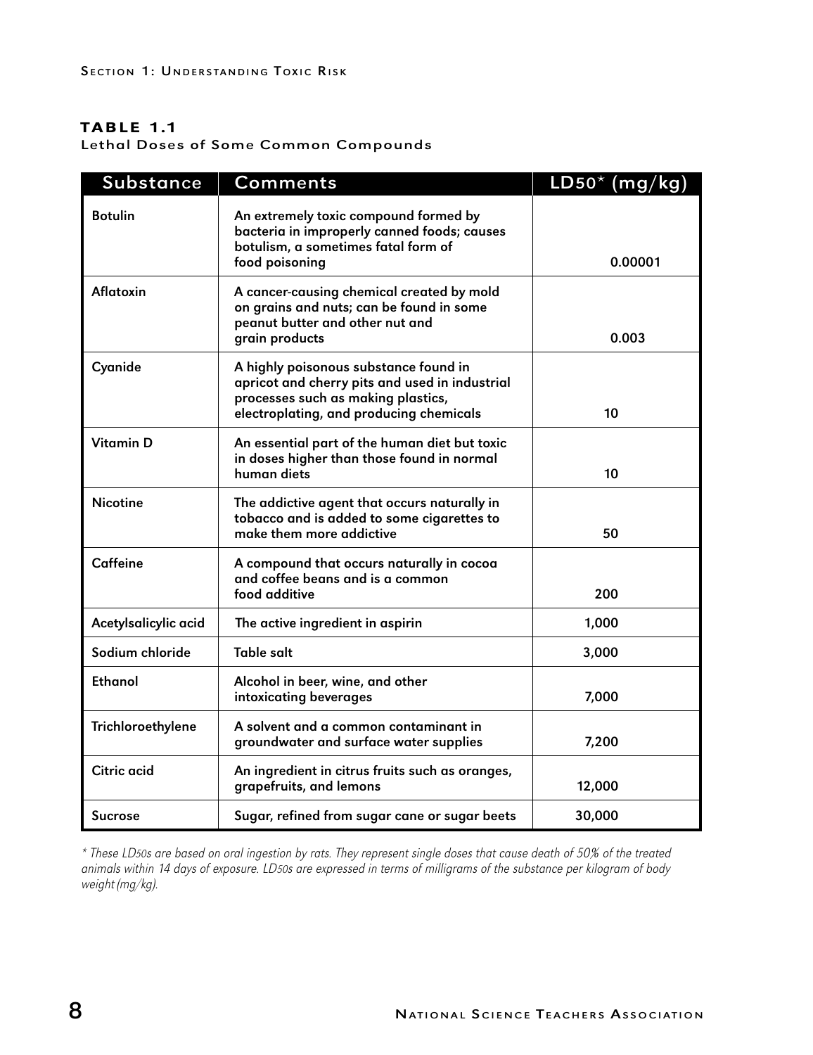**TABLE 1.1**
Lethal Doses of Some Common Compounds

| Substance | Comments | $LD_{50}$* (mg/kg) |
|---|---|---|
| Botulin | An extremely toxic compound formed by bacteria in improperly canned foods; causes botulism, a sometimes fatal form of food poisoning | 0.00001 |
| Aflatoxin | A cancer-causing chemical created by mold on grains and nuts; can be found in some peanut butter and other nut and grain products | 0.003 |
| Cyanide | A highly poisonous substance found in apricot and cherry pits and used in industrial processes such as making plastics, electroplating, and producing chemicals | 10 |
| Vitamin D | An essential part of the human diet but toxic in doses higher than those found in normal human diets | 10 |
| Nicotine | The addictive agent that occurs naturally in tobacco and is added to some cigarettes to make them more addictive | 50 |
| Caffeine | A compound that occurs naturally in cocoa and coffee beans and is a common food additive | 200 |
| Acetylsalicylic acid | The active ingredient in aspirin | 1,000 |
| Sodium chloride | Table salt | 3,000 |
| Ethanol | Alcohol in beer, wine, and other intoxicating beverages | 7,000 |
| Trichloroethylene | A solvent and a common contaminant in groundwater and surface water supplies | 7,200 |
| Citric acid | An ingredient in citrus fruits such as oranges, grapefruits, and lemons | 12,000 |
| Sucrose | Sugar, refined from sugar cane or sugar beets | 30,000 |

*\* These $LD_{50}$s are based on oral ingestion by rats. They represent single doses that cause death of 50% of the treated animals within 14 days of exposure. $LD_{50}$s are expressed in terms of milligrams of the substance per kilogram of body weight (mg/kg).*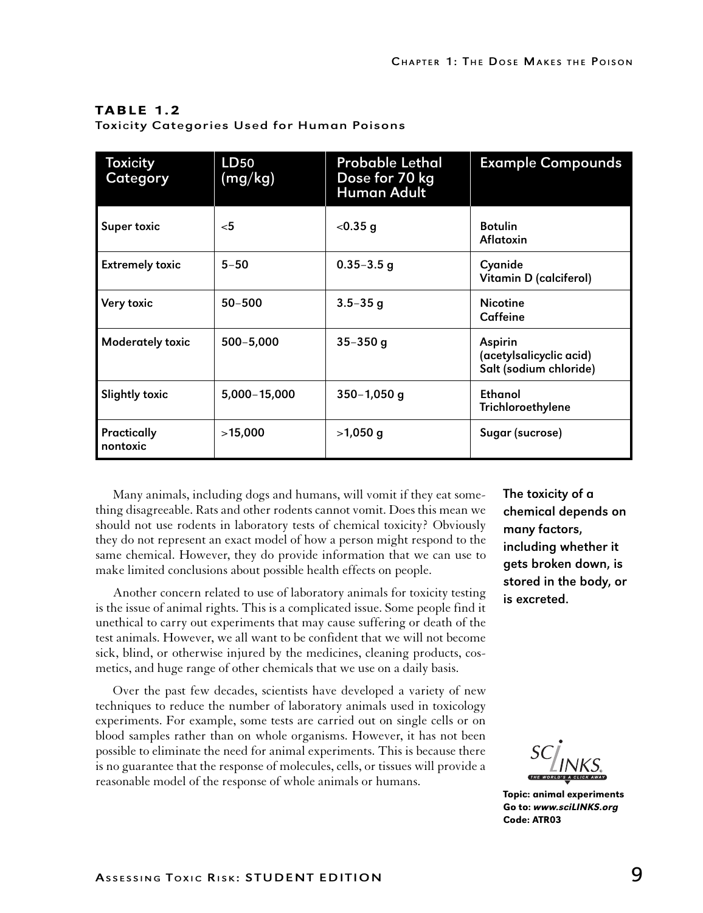**TABLE 1.2**
**Toxicity Categories Used for Human Poisons**

| Toxicity Category | $LD_{50}$ (mg/kg) | Probable Lethal Dose for 70 kg Human Adult | Example Compounds |
|---|---|---|---|
| Super toxic | <5 | <0.35 g | Botulin<br>Aflatoxin |
| Extremely toxic | 5–50 | 0.35–3.5 g | Cyanide<br>Vitamin D (calciferol) |
| Very toxic | 50–500 | 3.5–35 g | Nicotine<br>Caffeine |
| Moderately toxic | 500–5,000 | 35–350 g | Aspirin (acetylsalicylic acid)<br>Salt (sodium chloride) |
| Slightly toxic | 5,000–15,000 | 350–1,050 g | Ethanol<br>Trichloroethylene |
| Practically nontoxic | >15,000 | >1,050 g | Sugar (sucrose) |

Many animals, including dogs and humans, will vomit if they eat something disagreeable. Rats and other rodents cannot vomit. Does this mean we should not use rodents in laboratory tests of chemical toxicity? Obviously they do not represent an exact model of how a person might respond to the same chemical. However, they do provide information that we can use to make limited conclusions about possible health effects on people.

Another concern related to use of laboratory animals for toxicity testing is the issue of animal rights. This is a complicated issue. Some people find it unethical to carry out experiments that may cause suffering or death of the test animals. However, we all want to be confident that we will not become sick, blind, or otherwise injured by the medicines, cleaning products, cosmetics, and huge range of other chemicals that we use on a daily basis.

Over the past few decades, scientists have developed a variety of new techniques to reduce the number of laboratory animals used in toxicology experiments. For example, some tests are carried out on single cells or on blood samples rather than on whole organisms. However, it has not been possible to eliminate the need for animal experiments. This is because there is no guarantee that the response of molecules, cells, or tissues will provide a reasonable model of the response of whole animals or humans.

**The toxicity of a chemical depends on many factors, including whether it gets broken down, is stored in the body, or is excreted.**

SCILINKS. THE WORLD'S A CLICK AWAY

**Topic: animal experiments**
**Go to: *www.sciLINKS.org***
**Code: ATR03**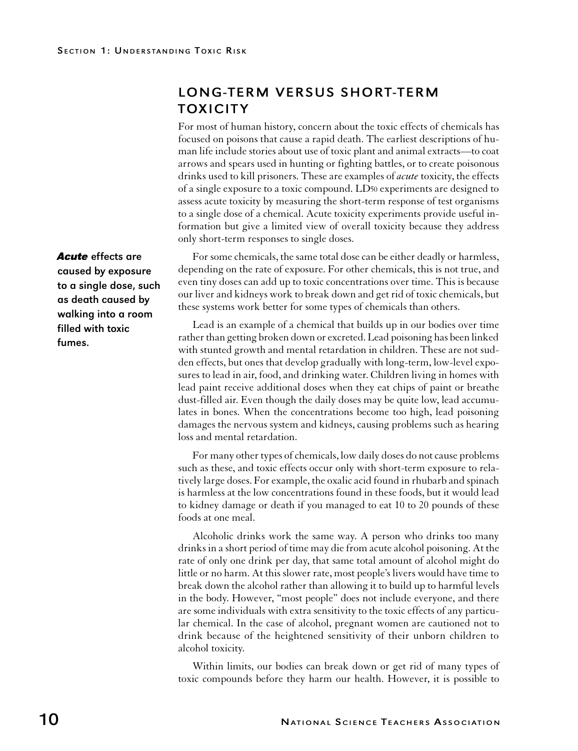## LONG-TERM VERSUS SHORT-TERM TOXICITY

For most of human history, concern about the toxic effects of chemicals has focused on poisons that cause a rapid death. The earliest descriptions of human life include stories about use of toxic plant and animal extracts—to coat arrows and spears used in hunting or fighting battles, or to create poisonous drinks used to kill prisoners. These are examples of *acute* toxicity, the effects of a single exposure to a toxic compound. $LD_{50}$ experiments are designed to assess acute toxicity by measuring the short-term response of test organisms to a single dose of a chemical. Acute toxicity experiments provide useful information but give a limited view of overall toxicity because they address only short-term responses to single doses.

***Acute*** **effects are caused by exposure to a single dose, such as death caused by walking into a room filled with toxic fumes.**

For some chemicals, the same total dose can be either deadly or harmless, depending on the rate of exposure. For other chemicals, this is not true, and even tiny doses can add up to toxic concentrations over time. This is because our liver and kidneys work to break down and get rid of toxic chemicals, but these systems work better for some types of chemicals than others.

Lead is an example of a chemical that builds up in our bodies over time rather than getting broken down or excreted. Lead poisoning has been linked with stunted growth and mental retardation in children. These are not sudden effects, but ones that develop gradually with long-term, low-level exposures to lead in air, food, and drinking water. Children living in homes with lead paint receive additional doses when they eat chips of paint or breathe dust-filled air. Even though the daily doses may be quite low, lead accumulates in bones. When the concentrations become too high, lead poisoning damages the nervous system and kidneys, causing problems such as hearing loss and mental retardation.

For many other types of chemicals, low daily doses do not cause problems such as these, and toxic effects occur only with short-term exposure to relatively large doses. For example, the oxalic acid found in rhubarb and spinach is harmless at the low concentrations found in these foods, but it would lead to kidney damage or death if you managed to eat 10 to 20 pounds of these foods at one meal.

Alcoholic drinks work the same way. A person who drinks too many drinks in a short period of time may die from acute alcohol poisoning. At the rate of only one drink per day, that same total amount of alcohol might do little or no harm. At this slower rate, most people's livers would have time to break down the alcohol rather than allowing it to build up to harmful levels in the body. However, "most people" does not include everyone, and there are some individuals with extra sensitivity to the toxic effects of any particular chemical. In the case of alcohol, pregnant women are cautioned not to drink because of the heightened sensitivity of their unborn children to alcohol toxicity.

Within limits, our bodies can break down or get rid of many types of toxic compounds before they harm our health. However, it is possible to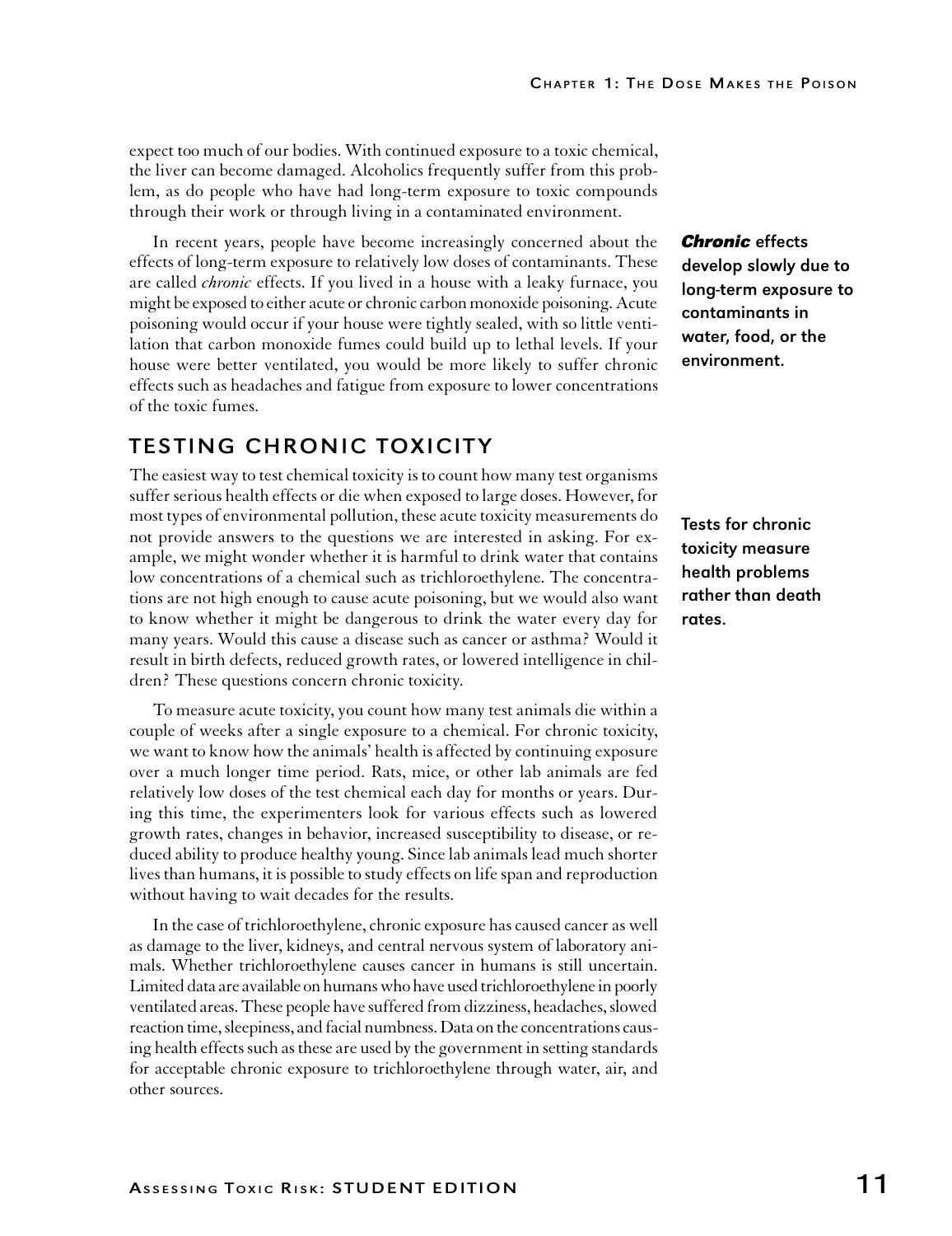expect too much of our bodies. With continued exposure to a toxic chemical, the liver can become damaged. Alcoholics frequently suffer from this problem, as do people who have had long-term exposure to toxic compounds through their work or through living in a contaminated environment.

In recent years, people have become increasingly concerned about the effects of long-term exposure to relatively low doses of contaminants. These are called *chronic* effects. If you lived in a house with a leaky furnace, you might be exposed to either acute or chronic carbon monoxide poisoning. Acute poisoning would occur if your house were tightly sealed, with so little ventilation that carbon monoxide fumes could build up to lethal levels. If your house were better ventilated, you would be more likely to suffer chronic effects such as headaches and fatigue from exposure to lower concentrations of the toxic fumes.

***Chronic*** **effects develop slowly due to long-term exposure to contaminants in water, food, or the environment.**

## TESTING CHRONIC TOXICITY

The easiest way to test chemical toxicity is to count how many test organisms suffer serious health effects or die when exposed to large doses. However, for most types of environmental pollution, these acute toxicity measurements do not provide answers to the questions we are interested in asking. For example, we might wonder whether it is harmful to drink water that contains low concentrations of a chemical such as trichloroethylene. The concentrations are not high enough to cause acute poisoning, but we would also want to know whether it might be dangerous to drink the water every day for many years. Would this cause a disease such as cancer or asthma? Would it result in birth defects, reduced growth rates, or lowered intelligence in children? These questions concern chronic toxicity.

**Tests for chronic toxicity measure health problems rather than death rates.**

To measure acute toxicity, you count how many test animals die within a couple of weeks after a single exposure to a chemical. For chronic toxicity, we want to know how the animals' health is affected by continuing exposure over a much longer time period. Rats, mice, or other lab animals are fed relatively low doses of the test chemical each day for months or years. During this time, the experimenters look for various effects such as lowered growth rates, changes in behavior, increased susceptibility to disease, or reduced ability to produce healthy young. Since lab animals lead much shorter lives than humans, it is possible to study effects on life span and reproduction without having to wait decades for the results.

In the case of trichloroethylene, chronic exposure has caused cancer as well as damage to the liver, kidneys, and central nervous system of laboratory animals. Whether trichloroethylene causes cancer in humans is still uncertain. Limited data are available on humans who have used trichloroethylene in poorly ventilated areas. These people have suffered from dizziness, headaches, slowed reaction time, sleepiness, and facial numbness. Data on the concentrations causing health effects such as these are used by the government in setting standards for acceptable chronic exposure to trichloroethylene through water, air, and other sources.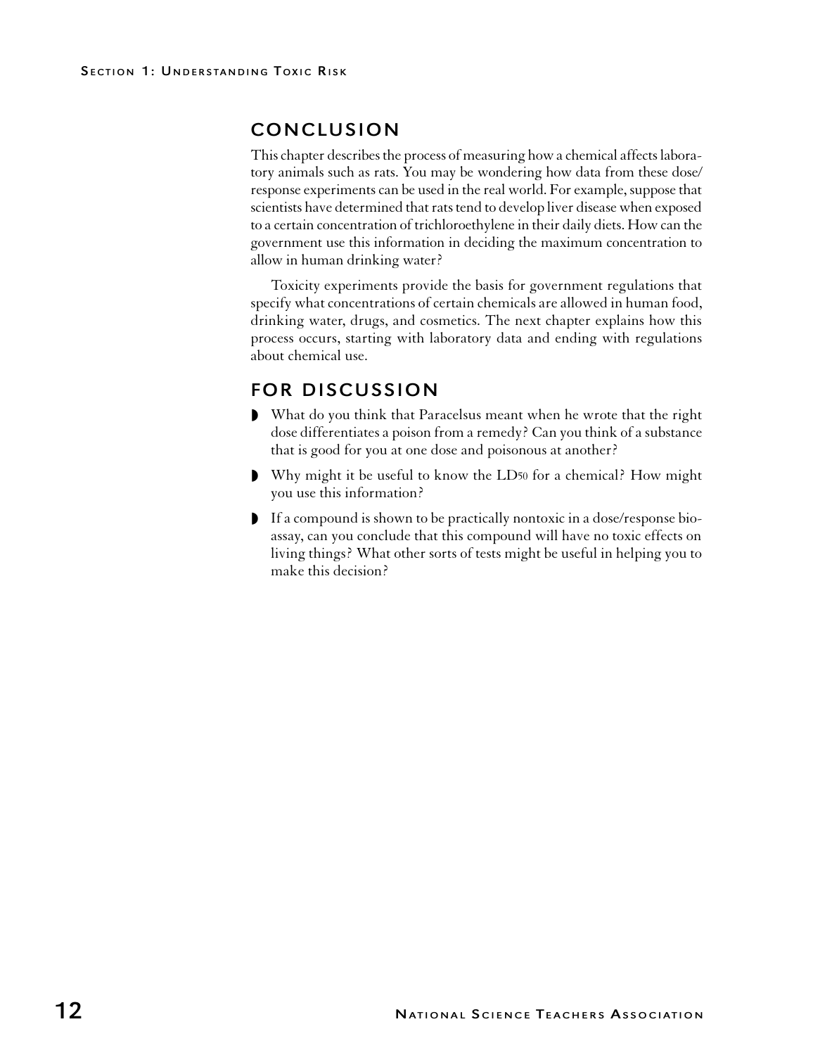## CONCLUSION

This chapter describes the process of measuring how a chemical affects laboratory animals such as rats. You may be wondering how data from these dose/response experiments can be used in the real world. For example, suppose that scientists have determined that rats tend to develop liver disease when exposed to a certain concentration of trichloroethylene in their daily diets. How can the government use this information in deciding the maximum concentration to allow in human drinking water?

Toxicity experiments provide the basis for government regulations that specify what concentrations of certain chemicals are allowed in human food, drinking water, drugs, and cosmetics. The next chapter explains how this process occurs, starting with laboratory data and ending with regulations about chemical use.

## FOR DISCUSSION

- What do you think that Paracelsus meant when he wrote that the right dose differentiates a poison from a remedy? Can you think of a substance that is good for you at one dose and poisonous at another?
- Why might it be useful to know the $LD_{50}$ for a chemical? How might you use this information?
- If a compound is shown to be practically nontoxic in a dose/response bioassay, can you conclude that this compound will have no toxic effects on living things? What other sorts of tests might be useful in helping you to make this decision?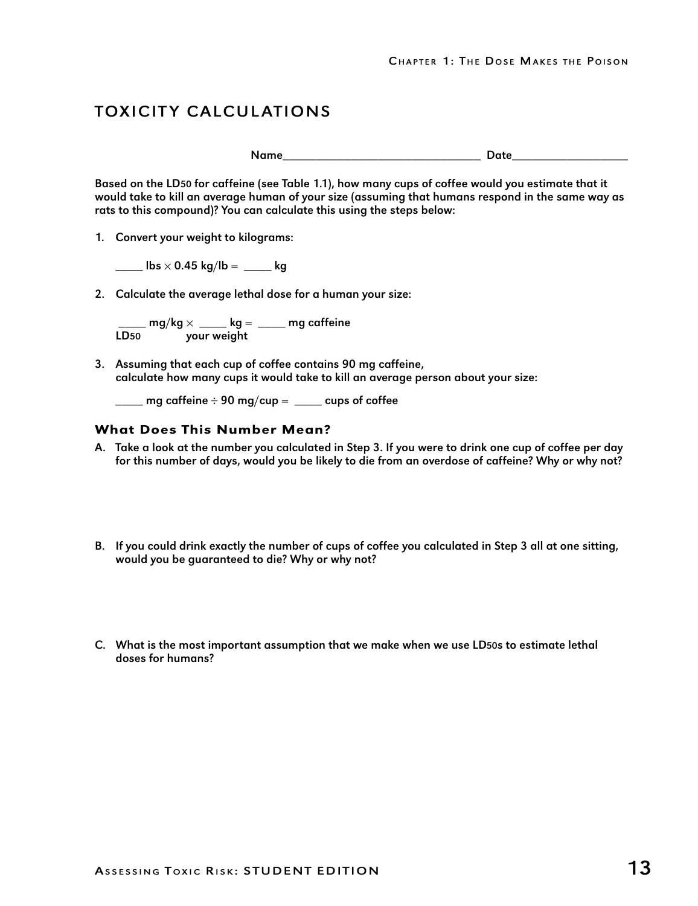## TOXICITY CALCULATIONS

**Name\_\_\_\_\_\_\_\_\_\_\_\_\_\_\_\_\_\_\_\_\_\_\_\_\_\_\_\_\_\_\_\_\_\_ Date\_\_\_\_\_\_\_\_\_\_\_\_\_\_\_\_\_\_\_\_**

**Based on the $LD_{50}$ for caffeine (see Table 1.1), how many cups of coffee would you estimate that it would take to kill an average human of your size (assuming that humans respond in the same way as rats to this compound)? You can calculate this using the steps below:**

1. **Convert your weight to kilograms:**

   **\_\_\_\_\_ lbs × 0.45 kg/lb = \_\_\_\_\_ kg**

2. **Calculate the average lethal dose for a human your size:**

   **\_\_\_\_\_ mg/kg × \_\_\_\_\_ kg = \_\_\_\_\_ mg caffeine**
   **$LD_{50}$ your weight**

3. **Assuming that each cup of coffee contains 90 mg caffeine, calculate how many cups it would take to kill an average person about your size:**

   **\_\_\_\_\_ mg caffeine ÷ 90 mg/cup = \_\_\_\_\_ cups of coffee**

### What Does This Number Mean?

A. **Take a look at the number you calculated in Step 3. If you were to drink one cup of coffee per day for this number of days, would you be likely to die from an overdose of caffeine? Why or why not?**

B. **If you could drink exactly the number of cups of coffee you calculated in Step 3 all at one sitting, would you be guaranteed to die? Why or why not?**

C. **What is the most important assumption that we make when we use $LD_{50}$s to estimate lethal doses for humans?**